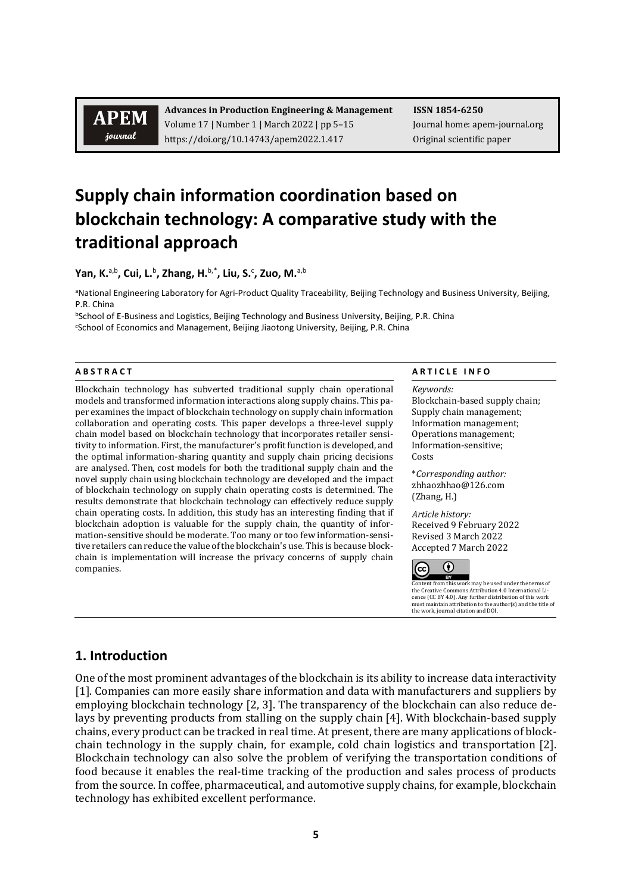# Supply chain information coordination based on blockchain technology: A comparative study with the traditional approach

**Yan, K.**[a,b]**, Cui, L.**[b]**, Zhang, H.**[b,*]**, Liu, S.**[c]**, Zuo, M.**[a,b]

[a]National Engineering Laboratory for Agri-Product Quality Traceability, Beijing Technology and Business University, Beijing, P.R. China

[b]School of E-Business and Logistics, Beijing Technology and Business University, Beijing, P.R. China

[c]School of Economics and Management, Beijing Jiaotong University, Beijing, P.R. China

## ABSTRACT

Blockchain technology has subverted traditional supply chain operational models and transformed information interactions along supply chains. This paper examines the impact of blockchain technology on supply chain information collaboration and operating costs. This paper develops a three-level supply chain model based on blockchain technology that incorporates retailer sensitivity to information. First, the manufacturer's profit function is developed, and the optimal information-sharing quantity and supply chain pricing decisions are analysed. Then, cost models for both the traditional supply chain and the novel supply chain using blockchain technology are developed and the impact of blockchain technology on supply chain operating costs is determined. The results demonstrate that blockchain technology can effectively reduce supply chain operating costs. In addition, this study has an interesting finding that if blockchain adoption is valuable for the supply chain, the quantity of information-sensitive should be moderate. Too many or too few information-sensitive retailers can reduce the value of the blockchain's use. This is because blockchain is implementation will increase the privacy concerns of supply chain companies.

## ARTICLE INFO

*Keywords:*
Blockchain-based supply chain;
Supply chain management;
Information management;
Operations management;
Information-sensitive;
Costs

\**Corresponding author:*
zhhaozhhao@126.com
(Zhang, H.)

*Article history:*
Received 9 February 2022
Revised 3 March 2022
Accepted 7 March 2022

Content from this work may be used under the terms of the Creative Commons Attribution 4.0 International Licence (CC BY 4.0). Any further distribution of this work must maintain attribution to the author(s) and the title of the work, journal citation and DOI.

## 1. Introduction

One of the most prominent advantages of the blockchain is its ability to increase data interactivity [1]. Companies can more easily share information and data with manufacturers and suppliers by employing blockchain technology [2, 3]. The transparency of the blockchain can also reduce delays by preventing products from stalling on the supply chain [4]. With blockchain-based supply chains, every product can be tracked in real time. At present, there are many applications of blockchain technology in the supply chain, for example, cold chain logistics and transportation [2]. Blockchain technology can also solve the problem of verifying the transportation conditions of food because it enables the real-time tracking of the production and sales process of products from the source. In coffee, pharmaceutical, and automotive supply chains, for example, blockchain technology has exhibited excellent performance.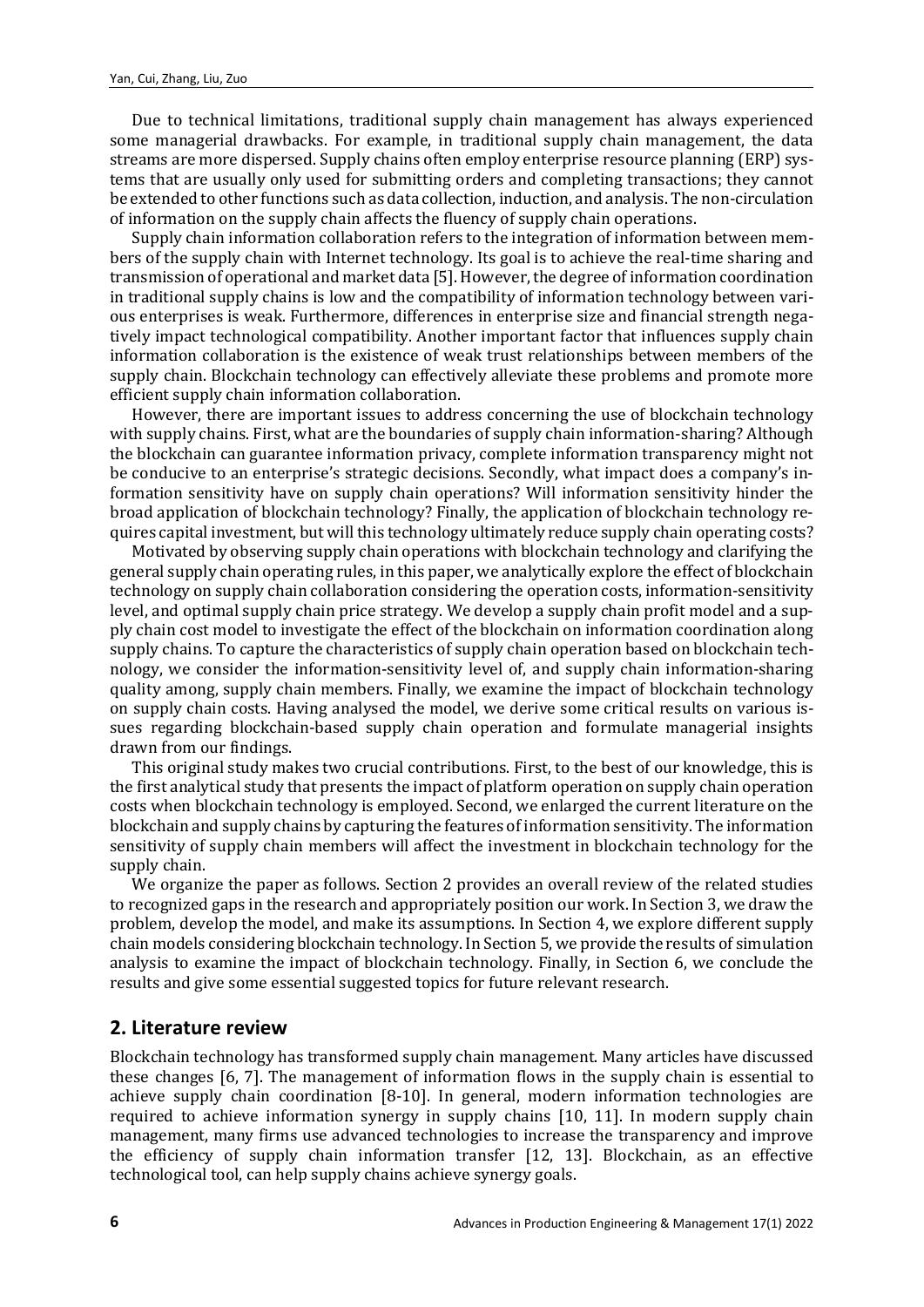Due to technical limitations, traditional supply chain management has always experienced some managerial drawbacks. For example, in traditional supply chain management, the data streams are more dispersed. Supply chains often employ enterprise resource planning (ERP) systems that are usually only used for submitting orders and completing transactions; they cannot be extended to other functions such as data collection, induction, and analysis. The non-circulation of information on the supply chain affects the fluency of supply chain operations.

Supply chain information collaboration refers to the integration of information between members of the supply chain with Internet technology. Its goal is to achieve the real-time sharing and transmission of operational and market data [5]. However, the degree of information coordination in traditional supply chains is low and the compatibility of information technology between various enterprises is weak. Furthermore, differences in enterprise size and financial strength negatively impact technological compatibility. Another important factor that influences supply chain information collaboration is the existence of weak trust relationships between members of the supply chain. Blockchain technology can effectively alleviate these problems and promote more efficient supply chain information collaboration.

However, there are important issues to address concerning the use of blockchain technology with supply chains. First, what are the boundaries of supply chain information-sharing? Although the blockchain can guarantee information privacy, complete information transparency might not be conducive to an enterprise's strategic decisions. Secondly, what impact does a company's information sensitivity have on supply chain operations? Will information sensitivity hinder the broad application of blockchain technology? Finally, the application of blockchain technology requires capital investment, but will this technology ultimately reduce supply chain operating costs?

Motivated by observing supply chain operations with blockchain technology and clarifying the general supply chain operating rules, in this paper, we analytically explore the effect of blockchain technology on supply chain collaboration considering the operation costs, information-sensitivity level, and optimal supply chain price strategy. We develop a supply chain profit model and a supply chain cost model to investigate the effect of the blockchain on information coordination along supply chains. To capture the characteristics of supply chain operation based on blockchain technology, we consider the information-sensitivity level of, and supply chain information-sharing quality among, supply chain members. Finally, we examine the impact of blockchain technology on supply chain costs. Having analysed the model, we derive some critical results on various issues regarding blockchain-based supply chain operation and formulate managerial insights drawn from our findings.

This original study makes two crucial contributions. First, to the best of our knowledge, this is the first analytical study that presents the impact of platform operation on supply chain operation costs when blockchain technology is employed. Second, we enlarged the current literature on the blockchain and supply chains by capturing the features of information sensitivity. The information sensitivity of supply chain members will affect the investment in blockchain technology for the supply chain.

We organize the paper as follows. Section 2 provides an overall review of the related studies to recognized gaps in the research and appropriately position our work. In Section 3, we draw the problem, develop the model, and make its assumptions. In Section 4, we explore different supply chain models considering blockchain technology. In Section 5, we provide the results of simulation analysis to examine the impact of blockchain technology. Finally, in Section 6, we conclude the results and give some essential suggested topics for future relevant research.

## 2. Literature review

Blockchain technology has transformed supply chain management. Many articles have discussed these changes [6, 7]. The management of information flows in the supply chain is essential to achieve supply chain coordination [8-10]. In general, modern information technologies are required to achieve information synergy in supply chains [10, 11]. In modern supply chain management, many firms use advanced technologies to increase the transparency and improve the efficiency of supply chain information transfer [12, 13]. Blockchain, as an effective technological tool, can help supply chains achieve synergy goals.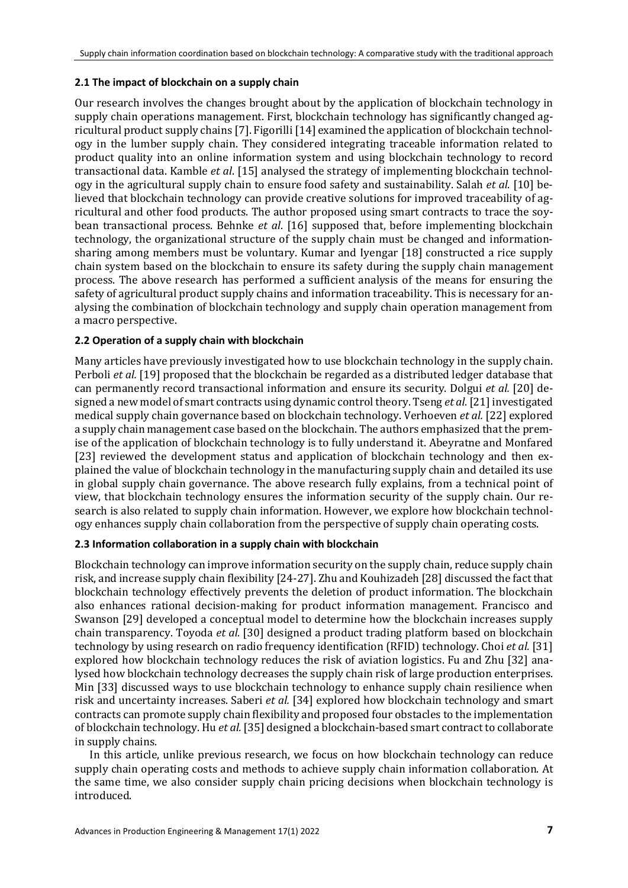### 2.1 The impact of blockchain on a supply chain

Our research involves the changes brought about by the application of blockchain technology in supply chain operations management. First, blockchain technology has significantly changed agricultural product supply chains [7]. Figorilli [14] examined the application of blockchain technology in the lumber supply chain. They considered integrating traceable information related to product quality into an online information system and using blockchain technology to record transactional data. Kamble *et al*. [15] analysed the strategy of implementing blockchain technology in the agricultural supply chain to ensure food safety and sustainability. Salah *et al*. [10] believed that blockchain technology can provide creative solutions for improved traceability of agricultural and other food products. The author proposed using smart contracts to trace the soybean transactional process. Behnke *et al*. [16] supposed that, before implementing blockchain technology, the organizational structure of the supply chain must be changed and information-sharing among members must be voluntary. Kumar and Iyengar [18] constructed a rice supply chain system based on the blockchain to ensure its safety during the supply chain management process. The above research has performed a sufficient analysis of the means for ensuring the safety of agricultural product supply chains and information traceability. This is necessary for analysing the combination of blockchain technology and supply chain operation management from a macro perspective.

### 2.2 Operation of a supply chain with blockchain

Many articles have previously investigated how to use blockchain technology in the supply chain. Perboli *et al.* [19] proposed that the blockchain be regarded as a distributed ledger database that can permanently record transactional information and ensure its security. Dolgui *et al.* [20] designed a new model of smart contracts using dynamic control theory. Tseng *et al.* [21] investigated medical supply chain governance based on blockchain technology. Verhoeven *et al.* [22] explored a supply chain management case based on the blockchain. The authors emphasized that the premise of the application of blockchain technology is to fully understand it. Abeyratne and Monfared [23] reviewed the development status and application of blockchain technology and then explained the value of blockchain technology in the manufacturing supply chain and detailed its use in global supply chain governance. The above research fully explains, from a technical point of view, that blockchain technology ensures the information security of the supply chain. Our research is also related to supply chain information. However, we explore how blockchain technology enhances supply chain collaboration from the perspective of supply chain operating costs.

### 2.3 Information collaboration in a supply chain with blockchain

Blockchain technology can improve information security on the supply chain, reduce supply chain risk, and increase supply chain flexibility [24-27]. Zhu and Kouhizadeh [28] discussed the fact that blockchain technology effectively prevents the deletion of product information. The blockchain also enhances rational decision-making for product information management. Francisco and Swanson [29] developed a conceptual model to determine how the blockchain increases supply chain transparency. Toyoda *et al.* [30] designed a product trading platform based on blockchain technology by using research on radio frequency identification (RFID) technology. Choi *et al.* [31] explored how blockchain technology reduces the risk of aviation logistics. Fu and Zhu [32] analysed how blockchain technology decreases the supply chain risk of large production enterprises. Min [33] discussed ways to use blockchain technology to enhance supply chain resilience when risk and uncertainty increases. Saberi *et al.* [34] explored how blockchain technology and smart contracts can promote supply chain flexibility and proposed four obstacles to the implementation of blockchain technology. Hu *et al.* [35] designed a blockchain-based smart contract to collaborate in supply chains.

In this article, unlike previous research, we focus on how blockchain technology can reduce supply chain operating costs and methods to achieve supply chain information collaboration. At the same time, we also consider supply chain pricing decisions when blockchain technology is introduced.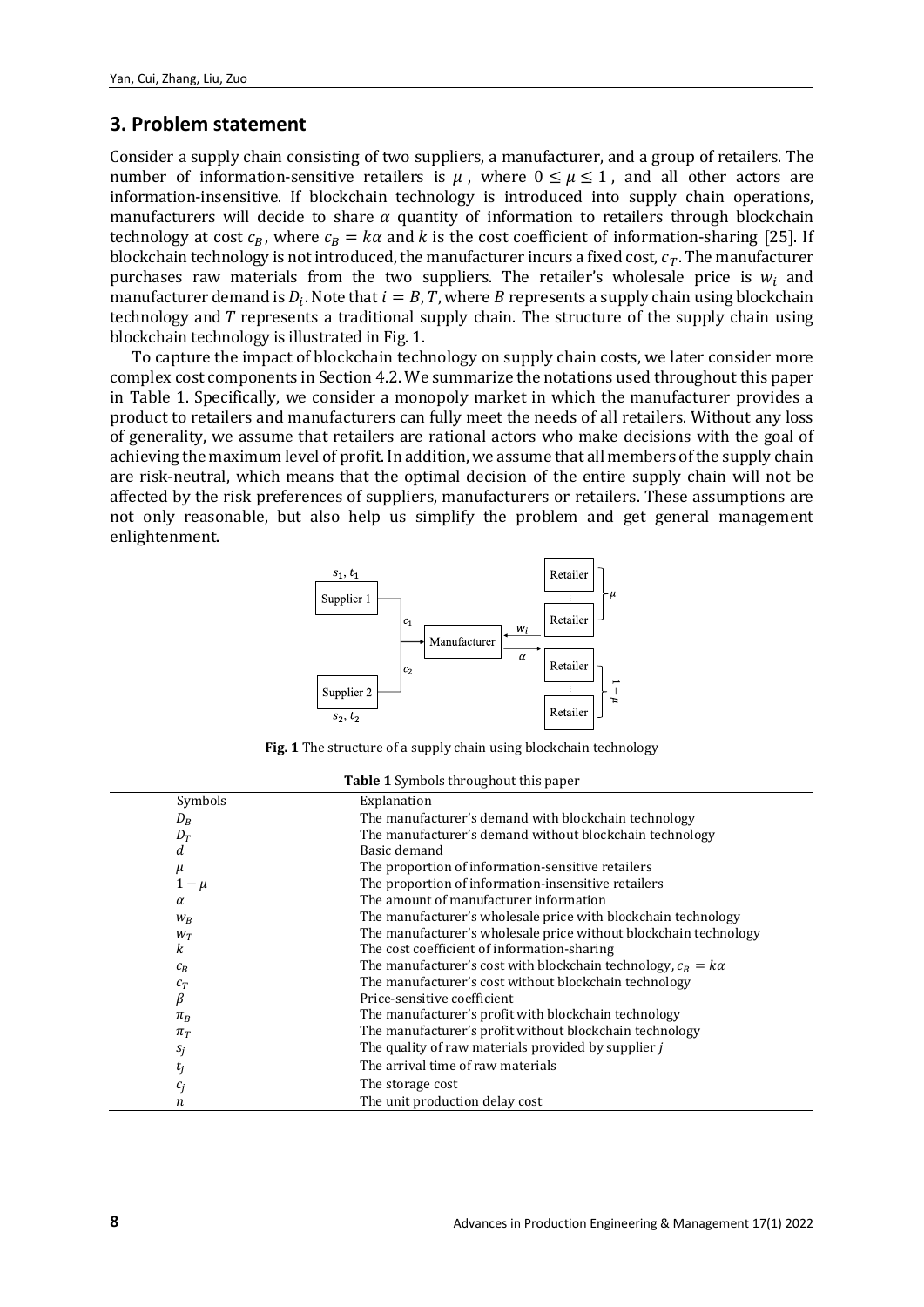## 3. Problem statement

Consider a supply chain consisting of two suppliers, a manufacturer, and a group of retailers. The number of information-sensitive retailers is $\mu$, where $0 \leq \mu \leq 1$, and all other actors are information-insensitive. If blockchain technology is introduced into supply chain operations, manufacturers will decide to share $\alpha$ quantity of information to retailers through blockchain technology at cost $c_B$, where $c_B = k\alpha$ and $k$ is the cost coefficient of information-sharing [25]. If blockchain technology is not introduced, the manufacturer incurs a fixed cost, $c_T$. The manufacturer purchases raw materials from the two suppliers. The retailer's wholesale price is $w_i$ and manufacturer demand is $D_i$. Note that $i = B, T$, where $B$ represents a supply chain using blockchain technology and $T$ represents a traditional supply chain. The structure of the supply chain using blockchain technology is illustrated in Fig. 1.

To capture the impact of blockchain technology on supply chain costs, we later consider more complex cost components in Section 4.2. We summarize the notations used throughout this paper in Table 1. Specifically, we consider a monopoly market in which the manufacturer provides a product to retailers and manufacturers can fully meet the needs of all retailers. Without any loss of generality, we assume that retailers are rational actors who make decisions with the goal of achieving the maximum level of profit. In addition, we assume that all members of the supply chain are risk-neutral, which means that the optimal decision of the entire supply chain will not be affected by the risk preferences of suppliers, manufacturers or retailers. These assumptions are not only reasonable, but also help us simplify the problem and get general management enlightenment.

**Fig. 1** The structure of a supply chain using blockchain technology

**Table 1** Symbols throughout this paper

| Symbols | Explanation |
|---|---|
| $D_B$ | The manufacturer's demand with blockchain technology |
| $D_T$ | The manufacturer's demand without blockchain technology |
| $d$ | Basic demand |
| $\mu$ | The proportion of information-sensitive retailers |
| $1-\mu$ | The proportion of information-insensitive retailers |
| $\alpha$ | The amount of manufacturer information |
| $w_B$ | The manufacturer's wholesale price with blockchain technology |
| $w_T$ | The manufacturer's wholesale price without blockchain technology |
| $k$ | The cost coefficient of information-sharing |
| $c_B$ | The manufacturer's cost with blockchain technology, $c_B = k\alpha$ |
| $c_T$ | The manufacturer's cost without blockchain technology |
| $\beta$ | Price-sensitive coefficient |
| $\pi_B$ | The manufacturer's profit with blockchain technology |
| $\pi_T$ | The manufacturer's profit without blockchain technology |
| $s_j$ | The quality of raw materials provided by supplier $j$ |
| $t_j$ | The arrival time of raw materials |
| $c_j$ | The storage cost |
| $n$ | The unit production delay cost |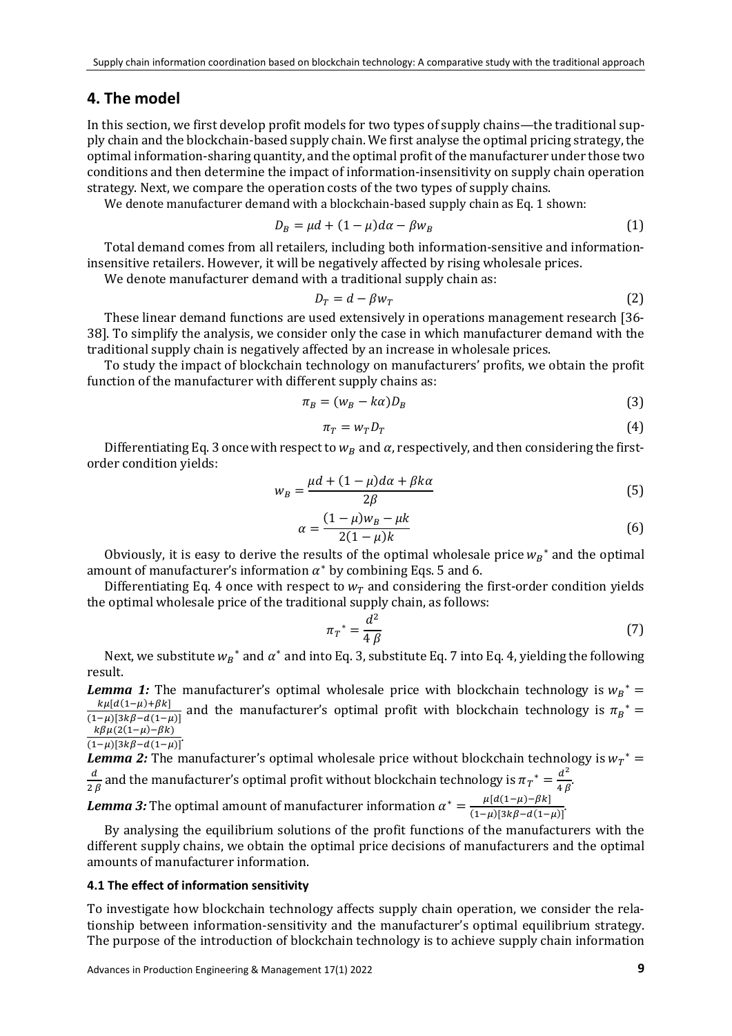## 4. The model

In this section, we first develop profit models for two types of supply chains—the traditional supply chain and the blockchain-based supply chain. We first analyse the optimal pricing strategy, the optimal information-sharing quantity, and the optimal profit of the manufacturer under those two conditions and then determine the impact of information-insensitivity on supply chain operation strategy. Next, we compare the operation costs of the two types of supply chains.

We denote manufacturer demand with a blockchain-based supply chain as Eq. 1 shown:

$$D_B = \mu d + (1-\mu)d\alpha - \beta w_B \tag{1}$$

Total demand comes from all retailers, including both information-sensitive and information-insensitive retailers. However, it will be negatively affected by rising wholesale prices.

We denote manufacturer demand with a traditional supply chain as:

$$D_T = d - \beta w_T \tag{2}$$

These linear demand functions are used extensively in operations management research [36-38]. To simplify the analysis, we consider only the case in which manufacturer demand with the traditional supply chain is negatively affected by an increase in wholesale prices.

To study the impact of blockchain technology on manufacturers' profits, we obtain the profit function of the manufacturer with different supply chains as:

$$\pi_B = (w_B - k\alpha)D_B \tag{3}$$

$$\pi_T = w_T D_T \tag{4}$$

Differentiating Eq. 3 once with respect to $w_B$ and $\alpha$, respectively, and then considering the first-order condition yields:

$$w_B = \frac{\mu d + (1-\mu)d\alpha + \beta k\alpha}{2\beta} \tag{5}$$

$$\alpha = \frac{(1-\mu)w_B - \mu k}{2(1-\mu)k} \tag{6}$$

Obviously, it is easy to derive the results of the optimal wholesale price $w_B{}^*$ and the optimal amount of manufacturer's information $\alpha^*$ by combining Eqs. 5 and 6.

Differentiating Eq. 4 once with respect to $w_T$ and considering the first-order condition yields the optimal wholesale price of the traditional supply chain, as follows:

$$\pi_T{}^* = \frac{d^2}{4\,\beta} \tag{7}$$

Next, we substitute $w_B{}^*$ and $\alpha^*$ and into Eq. 3, substitute Eq. 7 into Eq. 4, yielding the following result.

***Lemma 1:*** The manufacturer's optimal wholesale price with blockchain technology is $w_B{}^* = \frac{k\mu[d(1-\mu)+\beta k]}{(1-\mu)[3k\beta - d(1-\mu)]}$ and the manufacturer's optimal profit with blockchain technology is $\pi_B{}^* = \frac{k\beta\mu(2(1-\mu)-\beta k)}{(1-\mu)[3k\beta - d(1-\mu)]}$.

***Lemma 2:*** The manufacturer's optimal wholesale price without blockchain technology is $w_T{}^* = \frac{d}{2\,\beta}$ and the manufacturer's optimal profit without blockchain technology is $\pi_T{}^* = \frac{d^2}{4\,\beta}$.

***Lemma 3:*** The optimal amount of manufacturer information $\alpha^* = \frac{\mu[d(1-\mu)-\beta k]}{(1-\mu)[3k\beta - d(1-\mu)]}$.

By analysing the equilibrium solutions of the profit functions of the manufacturers with the different supply chains, we obtain the optimal price decisions of manufacturers and the optimal amounts of manufacturer information.

### 4.1 The effect of information sensitivity

To investigate how blockchain technology affects supply chain operation, we consider the relationship between information-sensitivity and the manufacturer's optimal equilibrium strategy. The purpose of the introduction of blockchain technology is to achieve supply chain information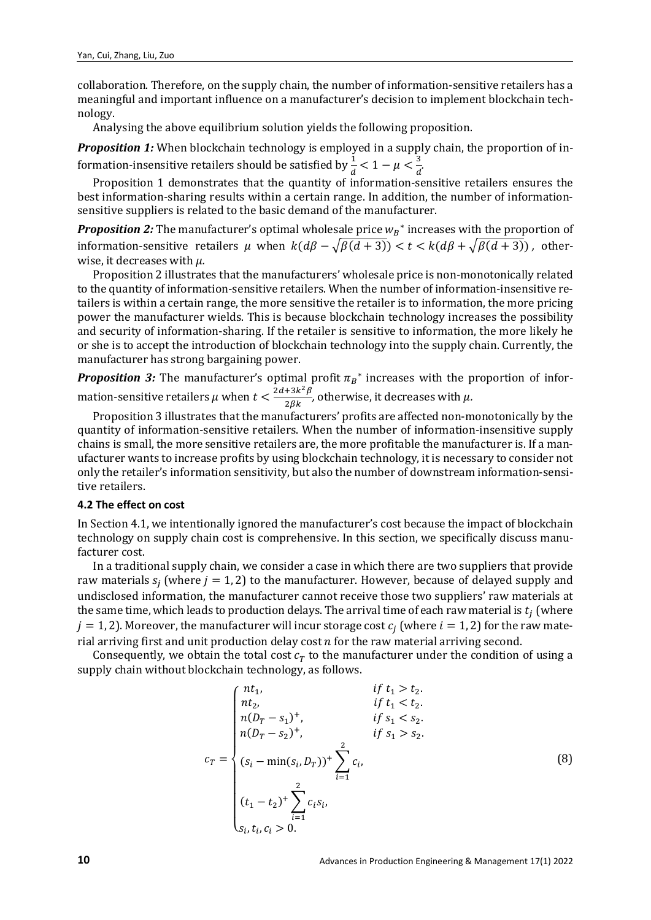collaboration. Therefore, on the supply chain, the number of information-sensitive retailers has a meaningful and important influence on a manufacturer's decision to implement blockchain technology.

Analysing the above equilibrium solution yields the following proposition.

***Proposition 1:*** When blockchain technology is employed in a supply chain, the proportion of information-insensitive retailers should be satisfied by $\frac{1}{d} < 1 - \mu < \frac{3}{d}$.

Proposition 1 demonstrates that the quantity of information-sensitive retailers ensures the best information-sharing results within a certain range. In addition, the number of information-sensitive suppliers is related to the basic demand of the manufacturer.

***Proposition 2:*** The manufacturer's optimal wholesale price $w_B{}^*$ increases with the proportion of information-sensitive retailers $\mu$ when $k(d\beta - \sqrt{\beta(d+3)}) < t < k(d\beta + \sqrt{\beta(d+3)})$, otherwise, it decreases with $\mu$.

Proposition 2 illustrates that the manufacturers' wholesale price is non-monotonically related to the quantity of information-sensitive retailers. When the number of information-insensitive retailers is within a certain range, the more sensitive the retailer is to information, the more pricing power the manufacturer wields. This is because blockchain technology increases the possibility and security of information-sharing. If the retailer is sensitive to information, the more likely he or she is to accept the introduction of blockchain technology into the supply chain. Currently, the manufacturer has strong bargaining power.

***Proposition 3:*** The manufacturer's optimal profit $\pi_B{}^*$ increases with the proportion of information-sensitive retailers $\mu$ when $t < \frac{2d+3k^2\beta}{2\beta k}$, otherwise, it decreases with $\mu$.

Proposition 3 illustrates that the manufacturers' profits are affected non-monotonically by the quantity of information-sensitive retailers. When the number of information-insensitive supply chains is small, the more sensitive retailers are, the more profitable the manufacturer is. If a manufacturer wants to increase profits by using blockchain technology, it is necessary to consider not only the retailer's information sensitivity, but also the number of downstream information-sensitive retailers.

### 4.2 The effect on cost

In Section 4.1, we intentionally ignored the manufacturer's cost because the impact of blockchain technology on supply chain cost is comprehensive. In this section, we specifically discuss manufacturer cost.

In a traditional supply chain, we consider a case in which there are two suppliers that provide raw materials $s_j$ (where $j = 1, 2$) to the manufacturer. However, because of delayed supply and undisclosed information, the manufacturer cannot receive those two suppliers' raw materials at the same time, which leads to production delays. The arrival time of each raw material is $t_j$ (where $j = 1, 2$). Moreover, the manufacturer will incur storage cost $c_j$ (where $i = 1, 2$) for the raw material arriving first and unit production delay cost $n$ for the raw material arriving second.

Consequently, we obtain the total cost $c_T$ to the manufacturer under the condition of using a supply chain without blockchain technology, as follows.

$$c_T = \begin{cases} nt_1, & if\ t_1 > t_2. \\ nt_2, & if\ t_1 < t_2. \\ n(D_T - s_1)^+, & if\ s_1 < s_2. \\ n(D_T - s_2)^+, & if\ s_1 > s_2. \\ (s_i - \min(s_i, D_T))^+ \sum_{i=1}^{2} c_i, & \\ (t_1 - t_2)^+ \sum_{i=1}^{2} c_i s_i, & \\ s_i, t_i, c_i > 0. & \end{cases} \tag{8}$$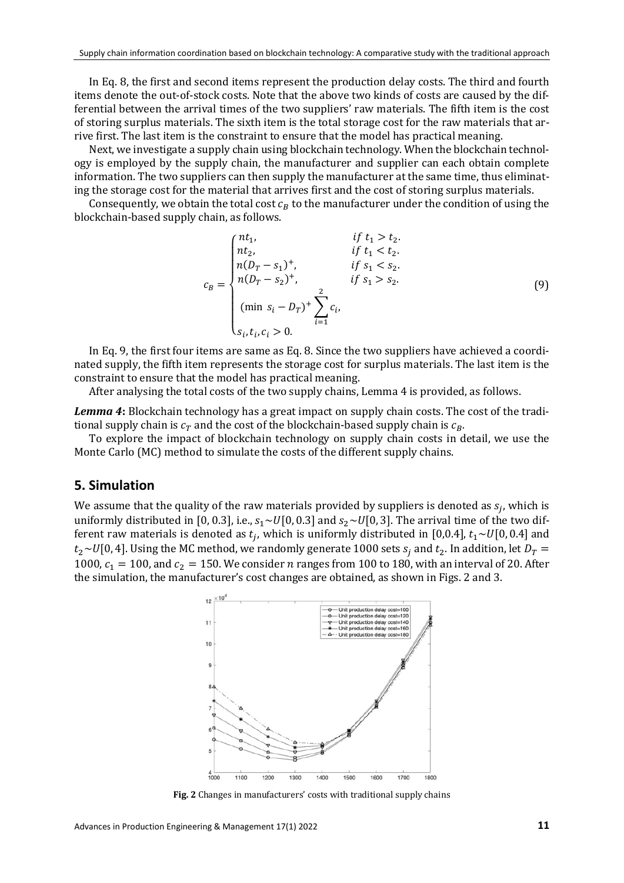In Eq. 8, the first and second items represent the production delay costs. The third and fourth items denote the out-of-stock costs. Note that the above two kinds of costs are caused by the differential between the arrival times of the two suppliers' raw materials. The fifth item is the cost of storing surplus materials. The sixth item is the total storage cost for the raw materials that arrive first. The last item is the constraint to ensure that the model has practical meaning.

Next, we investigate a supply chain using blockchain technology. When the blockchain technology is employed by the supply chain, the manufacturer and supplier can each obtain complete information. The two suppliers can then supply the manufacturer at the same time, thus eliminating the storage cost for the material that arrives first and the cost of storing surplus materials.

Consequently, we obtain the total cost $c_B$ to the manufacturer under the condition of using the blockchain-based supply chain, as follows.

$$
c_B = \begin{cases} nt_1, & if\ t_1 > t_2. \\ nt_2, & if\ t_1 < t_2. \\ n(D_T - s_1)^+, & if\ s_1 < s_2. \\ n(D_T - s_2)^+, & if\ s_1 > s_2. \\ (\min\ s_i - D_T)^+ \sum_{i=1}^{2} c_i, & \\ s_i, t_i, c_i > 0. & \end{cases} \tag{9}
$$

In Eq. 9, the first four items are same as Eq. 8. Since the two suppliers have achieved a coordinated supply, the fifth item represents the storage cost for surplus materials. The last item is the constraint to ensure that the model has practical meaning.

After analysing the total costs of the two supply chains, Lemma 4 is provided, as follows.

***Lemma 4*:** Blockchain technology has a great impact on supply chain costs. The cost of the traditional supply chain is $c_T$ and the cost of the blockchain-based supply chain is $c_B$.

To explore the impact of blockchain technology on supply chain costs in detail, we use the Monte Carlo (MC) method to simulate the costs of the different supply chains.

## 5. Simulation

We assume that the quality of the raw materials provided by suppliers is denoted as $s_j$, which is uniformly distributed in [0, 0.3], i.e., $s_1 \sim U[0, 0.3]$ and $s_2 \sim U[0, 3]$. The arrival time of the two different raw materials is denoted as $t_j$, which is uniformly distributed in [0,0.4], $t_1 \sim U[0, 0.4]$ and $t_2 \sim U[0, 4]$. Using the MC method, we randomly generate 1000 sets $s_j$ and $t_2$. In addition, let $D_T = 1000$, $c_1 = 100$, and $c_2 = 150$. We consider $n$ ranges from 100 to 180, with an interval of 20. After the simulation, the manufacturer's cost changes are obtained, as shown in Figs. 2 and 3.

**Fig. 2** Changes in manufacturers' costs with traditional supply chains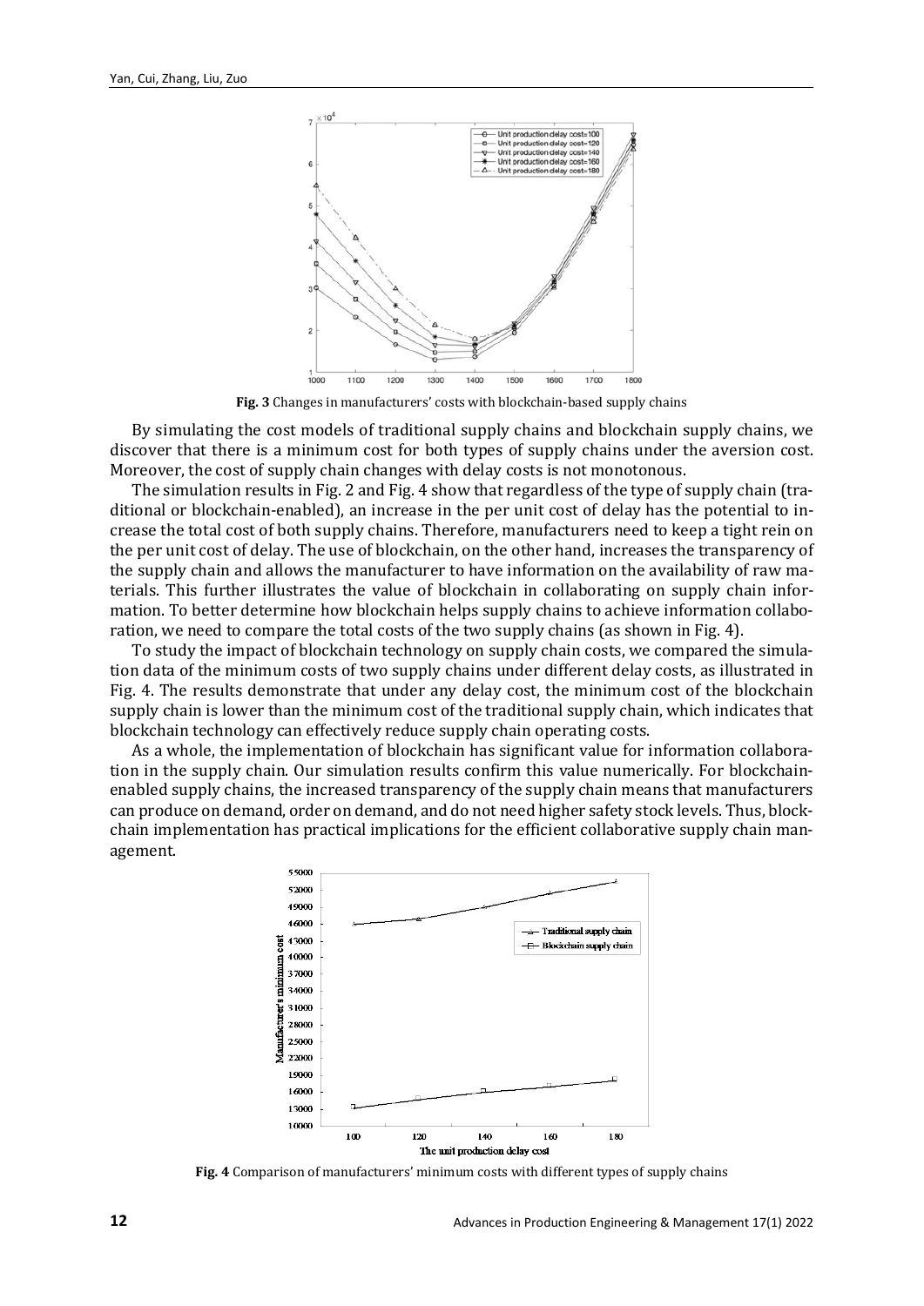**Fig. 3** Changes in manufacturers' costs with blockchain-based supply chains

By simulating the cost models of traditional supply chains and blockchain supply chains, we discover that there is a minimum cost for both types of supply chains under the aversion cost. Moreover, the cost of supply chain changes with delay costs is not monotonous.

The simulation results in Fig. 2 and Fig. 4 show that regardless of the type of supply chain (traditional or blockchain-enabled), an increase in the per unit cost of delay has the potential to increase the total cost of both supply chains. Therefore, manufacturers need to keep a tight rein on the per unit cost of delay. The use of blockchain, on the other hand, increases the transparency of the supply chain and allows the manufacturer to have information on the availability of raw materials. This further illustrates the value of blockchain in collaborating on supply chain information. To better determine how blockchain helps supply chains to achieve information collaboration, we need to compare the total costs of the two supply chains (as shown in Fig. 4).

To study the impact of blockchain technology on supply chain costs, we compared the simulation data of the minimum costs of two supply chains under different delay costs, as illustrated in Fig. 4. The results demonstrate that under any delay cost, the minimum cost of the blockchain supply chain is lower than the minimum cost of the traditional supply chain, which indicates that blockchain technology can effectively reduce supply chain operating costs.

As a whole, the implementation of blockchain has significant value for information collaboration in the supply chain. Our simulation results confirm this value numerically. For blockchain-enabled supply chains, the increased transparency of the supply chain means that manufacturers can produce on demand, order on demand, and do not need higher safety stock levels. Thus, blockchain implementation has practical implications for the efficient collaborative supply chain management.

**Fig. 4** Comparison of manufacturers' minimum costs with different types of supply chains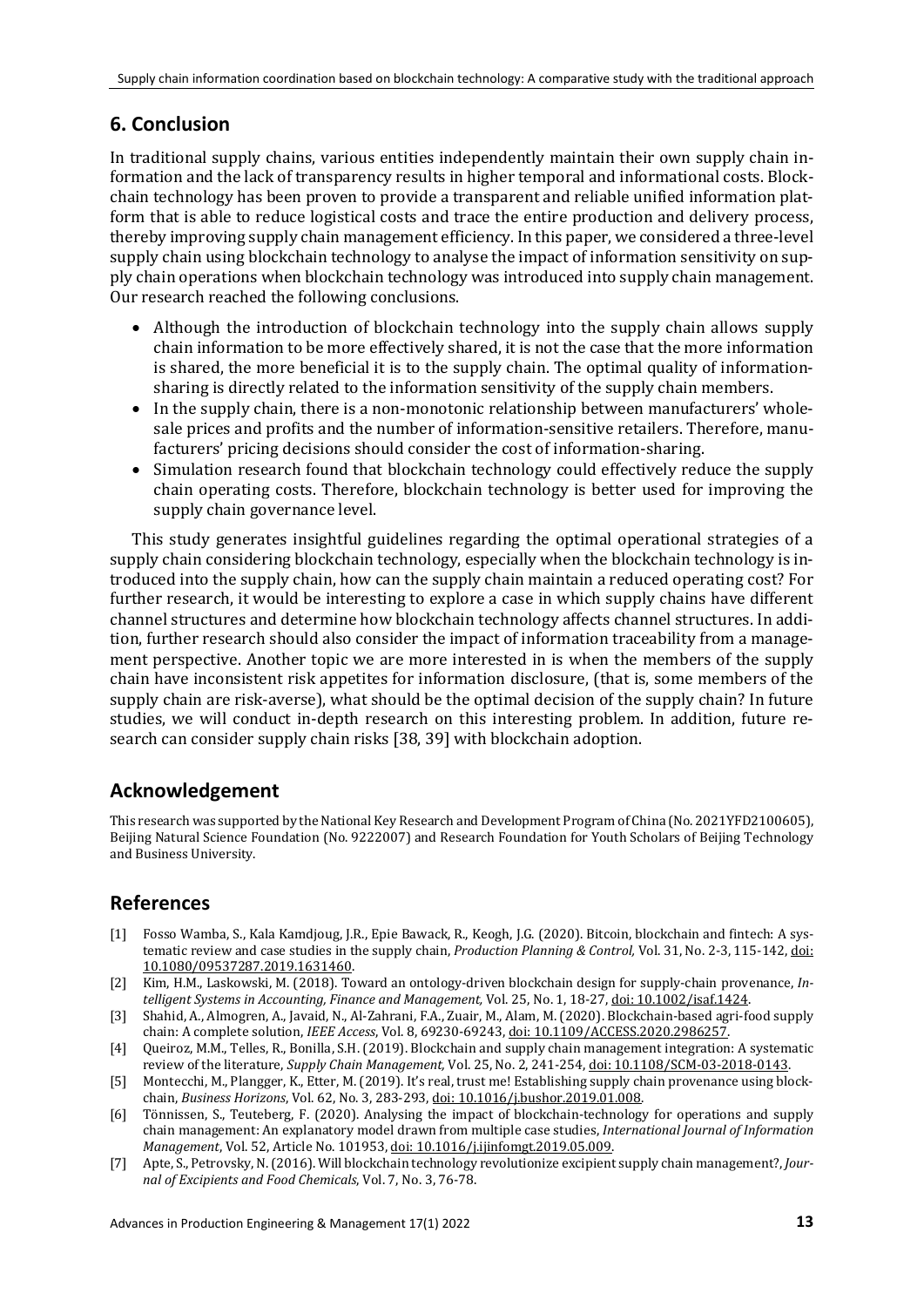## 6. Conclusion

In traditional supply chains, various entities independently maintain their own supply chain information and the lack of transparency results in higher temporal and informational costs. Blockchain technology has been proven to provide a transparent and reliable unified information platform that is able to reduce logistical costs and trace the entire production and delivery process, thereby improving supply chain management efficiency. In this paper, we considered a three-level supply chain using blockchain technology to analyse the impact of information sensitivity on supply chain operations when blockchain technology was introduced into supply chain management. Our research reached the following conclusions.

- Although the introduction of blockchain technology into the supply chain allows supply chain information to be more effectively shared, it is not the case that the more information is shared, the more beneficial it is to the supply chain. The optimal quality of information-sharing is directly related to the information sensitivity of the supply chain members.
- In the supply chain, there is a non-monotonic relationship between manufacturers' wholesale prices and profits and the number of information-sensitive retailers. Therefore, manufacturers' pricing decisions should consider the cost of information-sharing.
- Simulation research found that blockchain technology could effectively reduce the supply chain operating costs. Therefore, blockchain technology is better used for improving the supply chain governance level.

This study generates insightful guidelines regarding the optimal operational strategies of a supply chain considering blockchain technology, especially when the blockchain technology is introduced into the supply chain, how can the supply chain maintain a reduced operating cost? For further research, it would be interesting to explore a case in which supply chains have different channel structures and determine how blockchain technology affects channel structures. In addition, further research should also consider the impact of information traceability from a management perspective. Another topic we are more interested in is when the members of the supply chain have inconsistent risk appetites for information disclosure, (that is, some members of the supply chain are risk-averse), what should be the optimal decision of the supply chain? In future studies, we will conduct in-depth research on this interesting problem. In addition, future research can consider supply chain risks [38, 39] with blockchain adoption.

## Acknowledgement

This research was supported by the National Key Research and Development Program of China (No. 2021YFD2100605), Beijing Natural Science Foundation (No. 9222007) and Research Foundation for Youth Scholars of Beijing Technology and Business University.

## References

[1] Fosso Wamba, S., Kala Kamdjoug, J.R., Epie Bawack, R., Keogh, J.G. (2020). Bitcoin, blockchain and fintech: A systematic review and case studies in the supply chain, *Production Planning & Control,* Vol. 31, No. 2-3, 115-142, doi: 10.1080/09537287.2019.1631460.

[2] Kim, H.M., Laskowski, M. (2018). Toward an ontology-driven blockchain design for supply-chain provenance, *Intelligent Systems in Accounting, Finance and Management,* Vol. 25, No. 1, 18-27, doi: 10.1002/isaf.1424.

[3] Shahid, A., Almogren, A., Javaid, N., Al-Zahrani, F.A., Zuair, M., Alam, M. (2020). Blockchain-based agri-food supply chain: A complete solution, *IEEE Access*, Vol. 8, 69230-69243, doi: 10.1109/ACCESS.2020.2986257.

[4] Queiroz, M.M., Telles, R., Bonilla, S.H. (2019). Blockchain and supply chain management integration: A systematic review of the literature, *Supply Chain Management,* Vol. 25, No. 2, 241-254, doi: 10.1108/SCM-03-2018-0143.

[5] Montecchi, M., Plangger, K., Etter, M. (2019). It's real, trust me! Establishing supply chain provenance using blockchain, *Business Horizons*, Vol. 62, No. 3, 283-293, doi: 10.1016/j.bushor.2019.01.008.

[6] Tönnissen, S., Teuteberg, F. (2020). Analysing the impact of blockchain-technology for operations and supply chain management: An explanatory model drawn from multiple case studies, *International Journal of Information Management*, Vol. 52, Article No. 101953, doi: 10.1016/j.ijinfomgt.2019.05.009.

[7] Apte, S., Petrovsky, N. (2016). Will blockchain technology revolutionize excipient supply chain management?, *Journal of Excipients and Food Chemicals*, Vol. 7, No. 3, 76-78.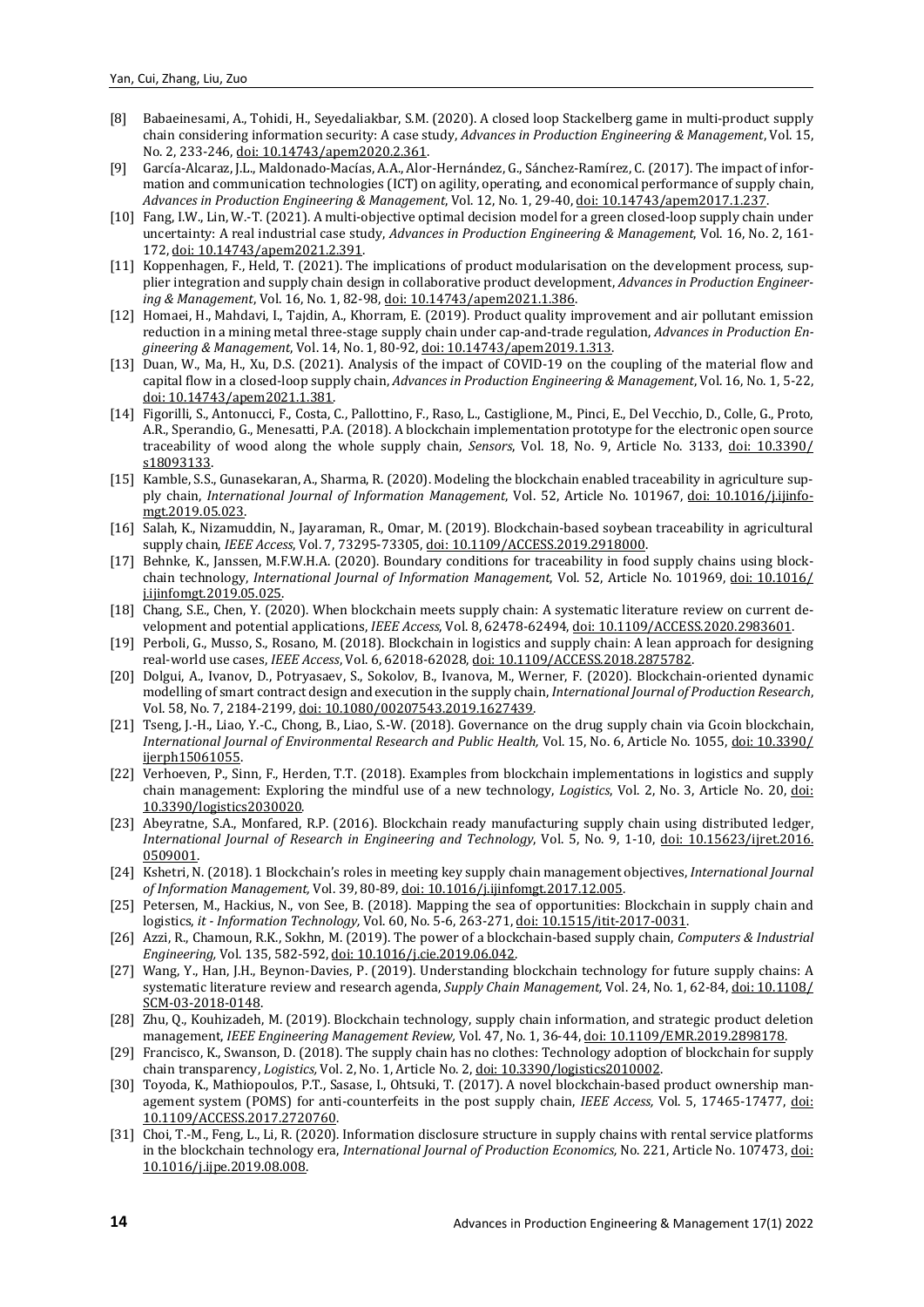[8] Babaeinesami, A., Tohidi, H., Seyedaliakbar, S.M. (2020). A closed loop Stackelberg game in multi-product supply chain considering information security: A case study, *Advances in Production Engineering & Management*, Vol. 15, No. 2, 233-246, doi: 10.14743/apem2020.2.361.

[9] García-Alcaraz, J.L., Maldonado-Macías, A.A., Alor-Hernández, G., Sánchez-Ramírez, C. (2017). The impact of information and communication technologies (ICT) on agility, operating, and economical performance of supply chain, *Advances in Production Engineering & Management*, Vol. 12, No. 1, 29-40, doi: 10.14743/apem2017.1.237.

[10] Fang, I.W., Lin, W.-T. (2021). A multi-objective optimal decision model for a green closed-loop supply chain under uncertainty: A real industrial case study, *Advances in Production Engineering & Management*, Vol. 16, No. 2, 161-172, doi: 10.14743/apem2021.2.391.

[11] Koppenhagen, F., Held, T. (2021). The implications of product modularisation on the development process, supplier integration and supply chain design in collaborative product development, *Advances in Production Engineering & Management*, Vol. 16, No. 1, 82-98, doi: 10.14743/apem2021.1.386.

[12] Homaei, H., Mahdavi, I., Tajdin, A., Khorram, E. (2019). Product quality improvement and air pollutant emission reduction in a mining metal three-stage supply chain under cap-and-trade regulation, *Advances in Production Engineering & Management*, Vol. 14, No. 1, 80-92, doi: 10.14743/apem2019.1.313.

[13] Duan, W., Ma, H., Xu, D.S. (2021). Analysis of the impact of COVID-19 on the coupling of the material flow and capital flow in a closed-loop supply chain, *Advances in Production Engineering & Management*, Vol. 16, No. 1, 5-22, doi: 10.14743/apem2021.1.381.

[14] Figorilli, S., Antonucci, F., Costa, C., Pallottino, F., Raso, L., Castiglione, M., Pinci, E., Del Vecchio, D., Colle, G., Proto, A.R., Sperandio, G., Menesatti, P.A. (2018). A blockchain implementation prototype for the electronic open source traceability of wood along the whole supply chain, *Sensors*, Vol. 18, No. 9, Article No. 3133, doi: 10.3390/s18093133.

[15] Kamble, S.S., Gunasekaran, A., Sharma, R. (2020). Modeling the blockchain enabled traceability in agriculture supply chain, *International Journal of Information Management*, Vol. 52, Article No. 101967, doi: 10.1016/j.ijinfomgt.2019.05.023.

[16] Salah, K., Nizamuddin, N., Jayaraman, R., Omar, M. (2019). Blockchain-based soybean traceability in agricultural supply chain, *IEEE Access*, Vol. 7, 73295-73305, doi: 10.1109/ACCESS.2019.2918000.

[17] Behnke, K., Janssen, M.F.W.H.A. (2020). Boundary conditions for traceability in food supply chains using blockchain technology, *International Journal of Information Management*, Vol. 52, Article No. 101969, doi: 10.1016/j.ijinfomgt.2019.05.025.

[18] Chang, S.E., Chen, Y. (2020). When blockchain meets supply chain: A systematic literature review on current development and potential applications, *IEEE Access*, Vol. 8, 62478-62494, doi: 10.1109/ACCESS.2020.2983601.

[19] Perboli, G., Musso, S., Rosano, M. (2018). Blockchain in logistics and supply chain: A lean approach for designing real-world use cases, *IEEE Access*, Vol. 6, 62018-62028, doi: 10.1109/ACCESS.2018.2875782.

[20] Dolgui, A., Ivanov, D., Potryasaev, S., Sokolov, B., Ivanova, M., Werner, F. (2020). Blockchain-oriented dynamic modelling of smart contract design and execution in the supply chain, *International Journal of Production Research*, Vol. 58, No. 7, 2184-2199, doi: 10.1080/00207543.2019.1627439.

[21] Tseng, J.-H., Liao, Y.-C., Chong, B., Liao, S.-W. (2018). Governance on the drug supply chain via Gcoin blockchain, *International Journal of Environmental Research and Public Health,* Vol. 15, No. 6, Article No. 1055, doi: 10.3390/ijerph15061055.

[22] Verhoeven, P., Sinn, F., Herden, T.T. (2018). Examples from blockchain implementations in logistics and supply chain management: Exploring the mindful use of a new technology, *Logistics*, Vol. 2, No. 3, Article No. 20, doi: 10.3390/logistics2030020.

[23] Abeyratne, S.A., Monfared, R.P. (2016). Blockchain ready manufacturing supply chain using distributed ledger, *International Journal of Research in Engineering and Technology*, Vol. 5, No. 9, 1-10, doi: 10.15623/ijret.2016.0509001.

[24] Kshetri, N. (2018). 1 Blockchain's roles in meeting key supply chain management objectives, *International Journal of Information Management,* Vol. 39, 80-89, doi: 10.1016/j.ijinfomgt.2017.12.005.

[25] Petersen, M., Hackius, N., von See, B. (2018). Mapping the sea of opportunities: Blockchain in supply chain and logistics, *it - Information Technology,* Vol. 60, No. 5-6, 263-271, doi: 10.1515/itit-2017-0031.

[26] Azzi, R., Chamoun, R.K., Sokhn, M. (2019). The power of a blockchain-based supply chain, *Computers & Industrial Engineering,* Vol. 135, 582-592, doi: 10.1016/j.cie.2019.06.042.

[27] Wang, Y., Han, J.H., Beynon-Davies, P. (2019). Understanding blockchain technology for future supply chains: A systematic literature review and research agenda, *Supply Chain Management,* Vol. 24, No. 1, 62-84, doi: 10.1108/SCM-03-2018-0148.

[28] Zhu, Q., Kouhizadeh, M. (2019). Blockchain technology, supply chain information, and strategic product deletion management, *IEEE Engineering Management Review,* Vol. 47, No. 1, 36-44, doi: 10.1109/EMR.2019.2898178.

[29] Francisco, K., Swanson, D. (2018). The supply chain has no clothes: Technology adoption of blockchain for supply chain transparency, *Logistics,* Vol. 2, No. 1, Article No. 2, doi: 10.3390/logistics2010002.

[30] Toyoda, K., Mathiopoulos, P.T., Sasase, I., Ohtsuki, T. (2017). A novel blockchain-based product ownership management system (POMS) for anti-counterfeits in the post supply chain, *IEEE Access,* Vol. 5, 17465-17477, doi: 10.1109/ACCESS.2017.2720760.

[31] Choi, T.-M., Feng, L., Li, R. (2020). Information disclosure structure in supply chains with rental service platforms in the blockchain technology era, *International Journal of Production Economics,* No. 221, Article No. 107473, doi: 10.1016/j.ijpe.2019.08.008.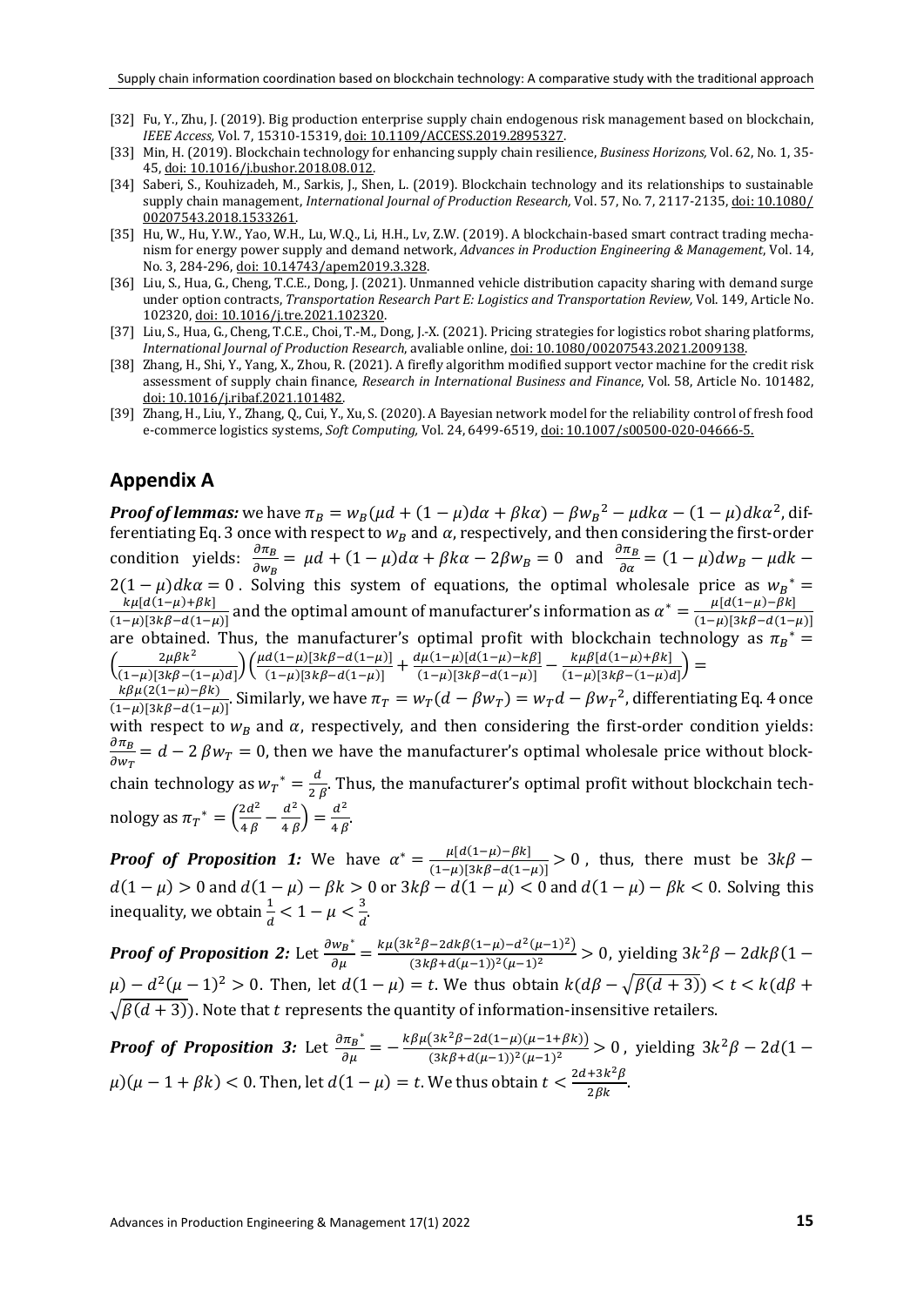[32] Fu, Y., Zhu, J. (2019). Big production enterprise supply chain endogenous risk management based on blockchain, *IEEE Access,* Vol. 7, 15310-15319, doi: 10.1109/ACCESS.2019.2895327.

[33] Min, H. (2019). Blockchain technology for enhancing supply chain resilience, *Business Horizons,* Vol. 62, No. 1, 35-45, doi: 10.1016/j.bushor.2018.08.012.

[34] Saberi, S., Kouhizadeh, M., Sarkis, J., Shen, L. (2019). Blockchain technology and its relationships to sustainable supply chain management, *International Journal of Production Research,* Vol. 57, No. 7, 2117-2135, doi: 10.1080/00207543.2018.1533261.

[35] Hu, W., Hu, Y.W., Yao, W.H., Lu, W.Q., Li, H.H., Lv, Z.W. (2019). A blockchain-based smart contract trading mechanism for energy power supply and demand network, *Advances in Production Engineering & Management*, Vol. 14, No. 3, 284-296, doi: 10.14743/apem2019.3.328.

[36] Liu, S., Hua, G., Cheng, T.C.E., Dong, J. (2021). Unmanned vehicle distribution capacity sharing with demand surge under option contracts, *Transportation Research Part E: Logistics and Transportation Review,* Vol. 149, Article No. 102320, doi: 10.1016/j.tre.2021.102320.

[37] Liu, S., Hua, G., Cheng, T.C.E., Choi, T.-M., Dong, J.-X. (2021). Pricing strategies for logistics robot sharing platforms, *International Journal of Production Research*, avaliable online, doi: 10.1080/00207543.2021.2009138.

[38] Zhang, H., Shi, Y., Yang, X., Zhou, R. (2021). A firefly algorithm modified support vector machine for the credit risk assessment of supply chain finance, *Research in International Business and Finance*, Vol. 58, Article No. 101482, doi: 10.1016/j.ribaf.2021.101482.

[39] Zhang, H., Liu, Y., Zhang, Q., Cui, Y., Xu, S. (2020). A Bayesian network model for the reliability control of fresh food e-commerce logistics systems, *Soft Computing,* Vol. 24, 6499-6519, doi: 10.1007/s00500-020-04666-5.

## Appendix A

***Proof of lemmas:*** we have $\pi_B = w_B(\mu d + (1-\mu)d\alpha + \beta k\alpha) - \beta {w_B}^2 - \mu dk\alpha - (1-\mu)dk\alpha^2$, differentiating Eq. 3 once with respect to $w_B$ and $\alpha$, respectively, and then considering the first-order condition yields: $\frac{\partial \pi_B}{\partial w_B} = \mu d + (1-\mu)d\alpha + \beta k\alpha - 2\beta w_B = 0$ and $\frac{\partial \pi_B}{\partial \alpha} = (1-\mu)dw_B - \mu dk - 2(1-\mu)dk\alpha = 0$. Solving this system of equations, the optimal wholesale price as ${w_B}^* = \frac{k\mu[d(1-\mu)+\beta k]}{(1-\mu)[3k\beta - d(1-\mu)]}$ and the optimal amount of manufacturer's information as $\alpha^* = \frac{\mu[d(1-\mu)-\beta k]}{(1-\mu)[3k\beta - d(1-\mu)]}$ are obtained. Thus, the manufacturer's optimal profit with blockchain technology as ${\pi_B}^* = \left(\frac{2\mu\beta k^2}{(1-\mu)[3k\beta-(1-\mu)d]}\right)\left(\frac{\mu d(1-\mu)[3k\beta-d(1-\mu)]}{(1-\mu)[3k\beta-d(1-\mu)]} + \frac{d\mu(1-\mu)[d(1-\mu)-k\beta]}{(1-\mu)[3k\beta-d(1-\mu)]} - \frac{k\mu\beta[d(1-\mu)+\beta k]}{(1-\mu)[3k\beta-(1-\mu)d]}\right) = \frac{k\beta\mu(2(1-\mu)-\beta k)}{(1-\mu)[3k\beta-d(1-\mu)]}$. Similarly, we have $\pi_T = w_T(d - \beta w_T) = w_T d - \beta {w_T}^2$, differentiating Eq. 4 once with respect to $w_B$ and $\alpha$, respectively, and then considering the first-order condition yields: $\frac{\partial \pi_B}{\partial w_T} = d - 2\,\beta w_T = 0$, then we have the manufacturer's optimal wholesale price without blockchain technology as ${w_T}^* = \frac{d}{2\,\beta}$. Thus, the manufacturer's optimal profit without blockchain technology as ${\pi_T}^* = \left(\frac{2d^2}{4\,\beta} - \frac{d^2}{4\,\beta}\right) = \frac{d^2}{4\,\beta}$.

***Proof of Proposition 1:*** We have $\alpha^* = \frac{\mu[d(1-\mu)-\beta k]}{(1-\mu)[3k\beta-d(1-\mu)]} > 0$, thus, there must be $3k\beta - d(1-\mu) > 0$ and $d(1-\mu) - \beta k > 0$ or $3k\beta - d(1-\mu) < 0$ and $d(1-\mu) - \beta k < 0$. Solving this inequality, we obtain $\frac{1}{d} < 1 - \mu < \frac{3}{d}$.

***Proof of Proposition 2:*** Let $\frac{\partial {w_B}^*}{\partial \mu} = \frac{k\mu\left(3k^2\beta - 2dk\beta(1-\mu) - d^2(\mu-1)^2\right)}{(3k\beta + d(\mu-1))^2(\mu-1)^2} > 0$, yielding $3k^2\beta - 2dk\beta(1-\mu) - d^2(\mu-1)^2 > 0$. Then, let $d(1-\mu) = t$. We thus obtain $k(d\beta - \sqrt{\beta(d+3)}) < t < k(d\beta + \sqrt{\beta(d+3)})$. Note that $t$ represents the quantity of information-insensitive retailers.

***Proof of Proposition 3:*** Let $\frac{\partial {\pi_B}^*}{\partial \mu} = -\frac{k\beta\mu\left(3k^2\beta - 2d(1-\mu)(\mu-1+\beta k)\right)}{(3k\beta + d(\mu-1))^2(\mu-1)^2} > 0$, yielding $3k^2\beta - 2d(1-\mu)(\mu - 1 + \beta k) < 0$. Then, let $d(1-\mu) = t$. We thus obtain $t < \frac{2d+3k^2\beta}{2\beta k}$.